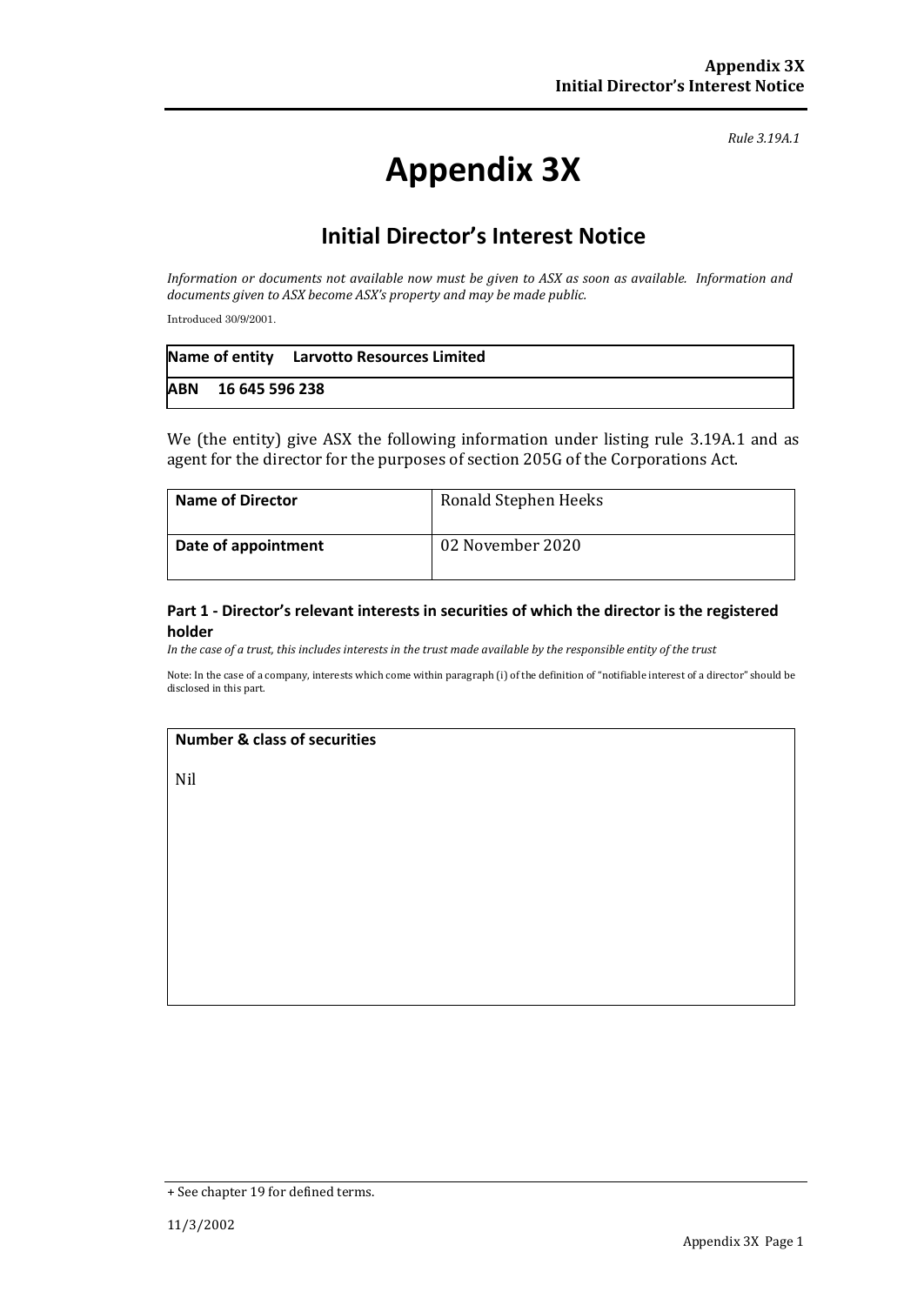*Rule 3.19A.1*

# Appendix 3X

## Initial Director's Interest Notice

*Information or documents not available now must be given to ASX as soon as available. Information and documents given to ASX become ASX's property and may be made public.*

Introduced 30/9/2001.

| **Name of entity** | **Larvotto Resources Limited** |
|---|---|
| **ABN** | **16 645 596 238** |

We (the entity) give ASX the following information under listing rule 3.19A.1 and as agent for the director for the purposes of section 205G of the Corporations Act.

| **Name of Director** | Ronald Stephen Heeks |
|---|---|
| **Date of appointment** | 02 November 2020 |

### Part 1 - Director's relevant interests in securities of which the director is the registered holder

*In the case of a trust, this includes interests in the trust made available by the responsible entity of the trust*

Note: In the case of a company, interests which come within paragraph (i) of the definition of "notifiable interest of a director" should be disclosed in this part.

| **Number & class of securities** |
|---|
| Nil |

+ See chapter 19 for defined terms.

11/3/2002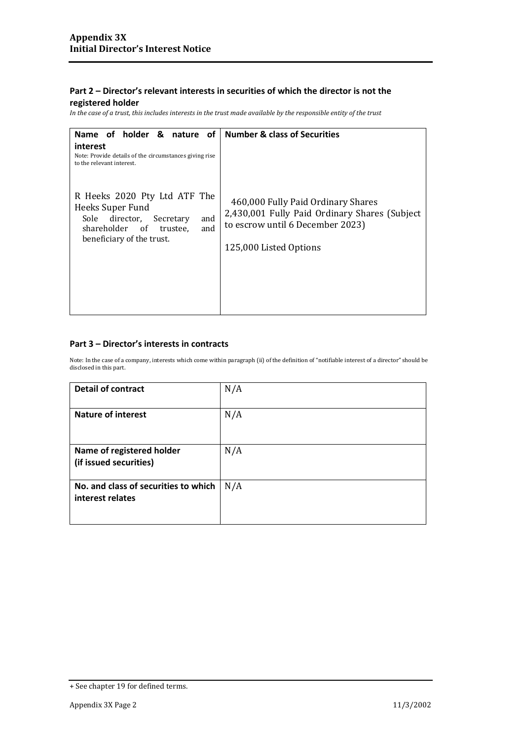## Part 2 – Director's relevant interests in securities of which the director is not the registered holder

*In the case of a trust, this includes interests in the trust made available by the responsible entity of the trust*

| **Name of holder & nature of interest**<br>Note: Provide details of the circumstances giving rise to the relevant interest. | **Number & class of Securities** |
|---|---|
| R Heeks 2020 Pty Ltd ATF The Heeks Super Fund<br>Sole director, Secretary and shareholder of trustee, and beneficiary of the trust. | 460,000 Fully Paid Ordinary Shares<br>2,430,001 Fully Paid Ordinary Shares (Subject to escrow until 6 December 2023)<br><br>125,000 Listed Options |

## Part 3 – Director's interests in contracts

Note: In the case of a company, interests which come within paragraph (ii) of the definition of "notifiable interest of a director" should be disclosed in this part.

| | |
|---|---|
| **Detail of contract** | N/A |
| **Nature of interest** | N/A |
| **Name of registered holder (if issued securities)** | N/A |
| **No. and class of securities to which interest relates** | N/A |

+ See chapter 19 for defined terms.